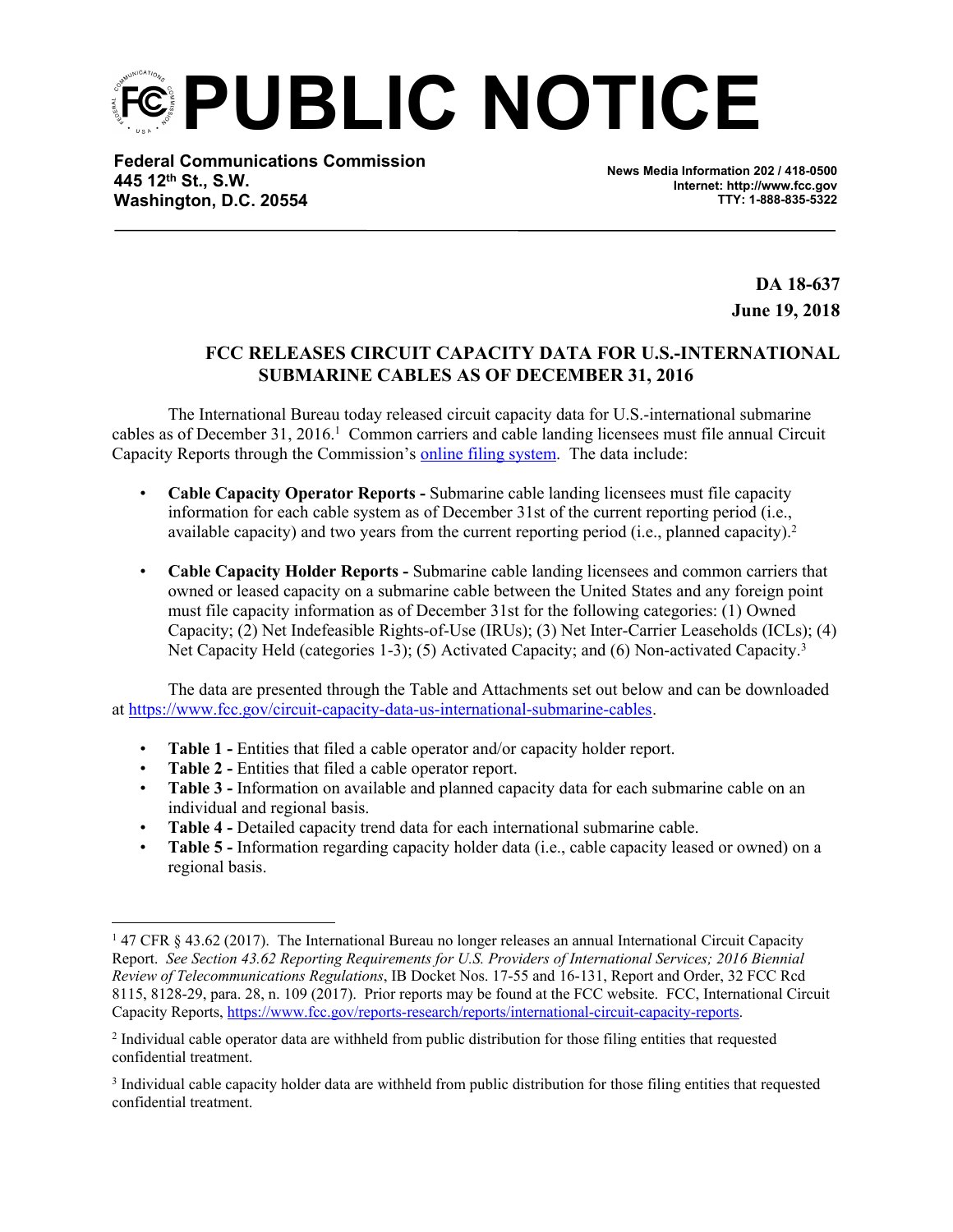# PUBLIC NOTICE

**Federal Communications Commission**
**445 12th St., S.W.**
**Washington, D.C. 20554**

**News Media Information 202 / 418-0500**
**Internet: http://www.fcc.gov**
**TTY: 1-888-835-5322**

**DA 18-637**
**June 19, 2018**

## FCC RELEASES CIRCUIT CAPACITY DATA FOR U.S.-INTERNATIONAL SUBMARINE CABLES AS OF DECEMBER 31, 2016

The International Bureau today released circuit capacity data for U.S.-international submarine cables as of December 31, 2016.[1] Common carriers and cable landing licensees must file annual Circuit Capacity Reports through the Commission's online filing system. The data include:

- **Cable Capacity Operator Reports -** Submarine cable landing licensees must file capacity information for each cable system as of December 31st of the current reporting period (i.e., available capacity) and two years from the current reporting period (i.e., planned capacity).[2]

- **Cable Capacity Holder Reports -** Submarine cable landing licensees and common carriers that owned or leased capacity on a submarine cable between the United States and any foreign point must file capacity information as of December 31st for the following categories: (1) Owned Capacity; (2) Net Indefeasible Rights-of-Use (IRUs); (3) Net Inter-Carrier Leaseholds (ICLs); (4) Net Capacity Held (categories 1-3); (5) Activated Capacity; and (6) Non-activated Capacity.[3]

The data are presented through the Table and Attachments set out below and can be downloaded at https://www.fcc.gov/circuit-capacity-data-us-international-submarine-cables.

- **Table 1 -** Entities that filed a cable operator and/or capacity holder report.
- **Table 2 -** Entities that filed a cable operator report.
- **Table 3 -** Information on available and planned capacity data for each submarine cable on an individual and regional basis.
- **Table 4 -** Detailed capacity trend data for each international submarine cable.
- **Table 5 -** Information regarding capacity holder data (i.e., cable capacity leased or owned) on a regional basis.

---

[1] 47 CFR § 43.62 (2017). The International Bureau no longer releases an annual International Circuit Capacity Report. *See Section 43.62 Reporting Requirements for U.S. Providers of International Services; 2016 Biennial Review of Telecommunications Regulations*, IB Docket Nos. 17-55 and 16-131, Report and Order, 32 FCC Rcd 8115, 8128-29, para. 28, n. 109 (2017). Prior reports may be found at the FCC website. FCC, International Circuit Capacity Reports, https://www.fcc.gov/reports-research/reports/international-circuit-capacity-reports.

[2] Individual cable operator data are withheld from public distribution for those filing entities that requested confidential treatment.

[3] Individual cable capacity holder data are withheld from public distribution for those filing entities that requested confidential treatment.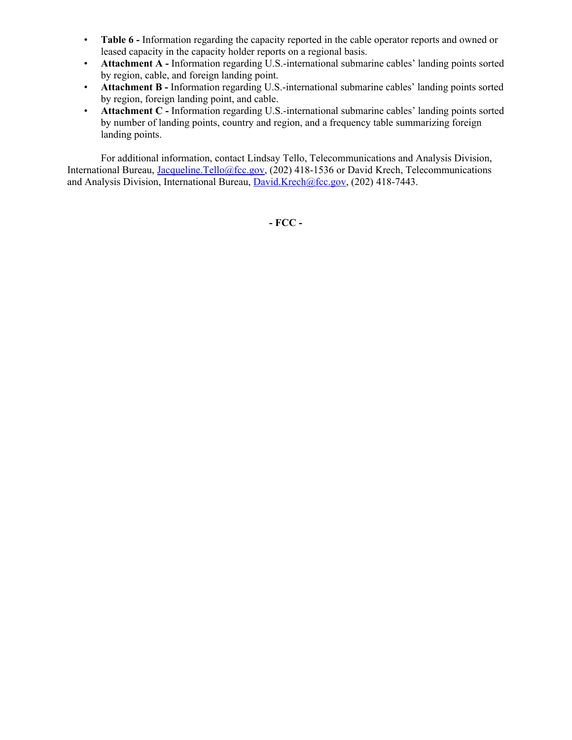- **Table 6 -** Information regarding the capacity reported in the cable operator reports and owned or leased capacity in the capacity holder reports on a regional basis.
- **Attachment A -** Information regarding U.S.-international submarine cables' landing points sorted by region, cable, and foreign landing point.
- **Attachment B -** Information regarding U.S.-international submarine cables' landing points sorted by region, foreign landing point, and cable.
- **Attachment C -** Information regarding U.S.-international submarine cables' landing points sorted by number of landing points, country and region, and a frequency table summarizing foreign landing points.

For additional information, contact Lindsay Tello, Telecommunications and Analysis Division, International Bureau, Jacqueline.Tello@fcc.gov, (202) 418-1536 or David Krech, Telecommunications and Analysis Division, International Bureau, David.Krech@fcc.gov, (202) 418-7443.

**- FCC -**